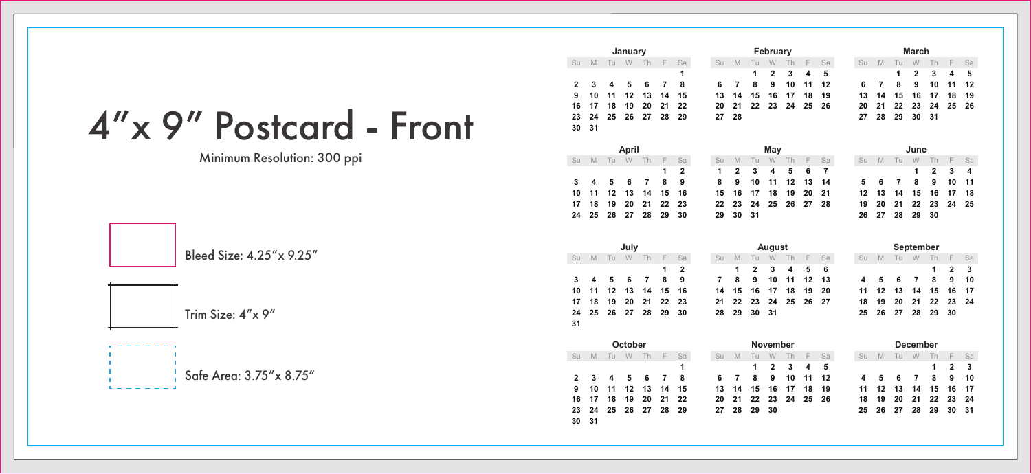# 4"x 9" Postcard - Front

Minimum Resolution: 300 ppi

Bleed Size: 4.25"x 9.25"

Trim Size: 4"x 9"

Safe Area: 3.75"x 8.75"

### January

| Su | M | Tu | W | Th | F | Sa |
|---|---|---|---|---|---|---|
| | | | | | | 1 |
| 2 | 3 | 4 | 5 | 6 | 7 | 8 |
| 9 | 10 | 11 | 12 | 13 | 14 | 15 |
| 16 | 17 | 18 | 19 | 20 | 21 | 22 |
| 23 | 24 | 25 | 26 | 27 | 28 | 29 |
| 30 | 31 | | | | | |

### February

| Su | M | Tu | W | Th | F | Sa |
|---|---|---|---|---|---|---|
| | | 1 | 2 | 3 | 4 | 5 |
| 6 | 7 | 8 | 9 | 10 | 11 | 12 |
| 13 | 14 | 15 | 16 | 17 | 18 | 19 |
| 20 | 21 | 22 | 23 | 24 | 25 | 26 |
| 27 | 28 | | | | | |

### March

| Su | M | Tu | W | Th | F | Sa |
|---|---|---|---|---|---|---|
| | | 1 | 2 | 3 | 4 | 5 |
| 6 | 7 | 8 | 9 | 10 | 11 | 12 |
| 13 | 14 | 15 | 16 | 17 | 18 | 19 |
| 20 | 21 | 22 | 23 | 24 | 25 | 26 |
| 27 | 28 | 29 | 30 | 31 | | |

### April

| Su | M | Tu | W | Th | F | Sa |
|---|---|---|---|---|---|---|
| | | | | | 1 | 2 |
| 3 | 4 | 5 | 6 | 7 | 8 | 9 |
| 10 | 11 | 12 | 13 | 14 | 15 | 16 |
| 17 | 18 | 19 | 20 | 21 | 22 | 23 |
| 24 | 25 | 26 | 27 | 28 | 29 | 30 |

### May

| Su | M | Tu | W | Th | F | Sa |
|---|---|---|---|---|---|---|
| 1 | 2 | 3 | 4 | 5 | 6 | 7 |
| 8 | 9 | 10 | 11 | 12 | 13 | 14 |
| 15 | 16 | 17 | 18 | 19 | 20 | 21 |
| 22 | 23 | 24 | 25 | 26 | 27 | 28 |
| 29 | 30 | 31 | | | | |

### June

| Su | M | Tu | W | Th | F | Sa |
|---|---|---|---|---|---|---|
| | | | 1 | 2 | 3 | 4 |
| 5 | 6 | 7 | 8 | 9 | 10 | 11 |
| 12 | 13 | 14 | 15 | 16 | 17 | 18 |
| 19 | 20 | 21 | 22 | 23 | 24 | 25 |
| 26 | 27 | 28 | 29 | 30 | | |

### July

| Su | M | Tu | W | Th | F | Sa |
|---|---|---|---|---|---|---|
| | | | | | 1 | 2 |
| 3 | 4 | 5 | 6 | 7 | 8 | 9 |
| 10 | 11 | 12 | 13 | 14 | 15 | 16 |
| 17 | 18 | 19 | 20 | 21 | 22 | 23 |
| 24 | 25 | 26 | 27 | 28 | 29 | 30 |
| 31 | | | | | | |

### August

| Su | M | Tu | W | Th | F | Sa |
|---|---|---|---|---|---|---|
| | 1 | 2 | 3 | 4 | 5 | 6 |
| 7 | 8 | 9 | 10 | 11 | 12 | 13 |
| 14 | 15 | 16 | 17 | 18 | 19 | 20 |
| 21 | 22 | 23 | 24 | 25 | 26 | 27 |
| 28 | 29 | 30 | 31 | | | |

### September

| Su | M | Tu | W | Th | F | Sa |
|---|---|---|---|---|---|---|
| | | | | 1 | 2 | 3 |
| 4 | 5 | 6 | 7 | 8 | 9 | 10 |
| 11 | 12 | 13 | 14 | 15 | 16 | 17 |
| 18 | 19 | 20 | 21 | 22 | 23 | 24 |
| 25 | 26 | 27 | 28 | 29 | 30 | |

### October

| Su | M | Tu | W | Th | F | Sa |
|---|---|---|---|---|---|---|
| | | | | | | 1 |
| 2 | 3 | 4 | 5 | 6 | 7 | 8 |
| 9 | 10 | 11 | 12 | 13 | 14 | 15 |
| 16 | 17 | 18 | 19 | 20 | 21 | 22 |
| 23 | 24 | 25 | 26 | 27 | 28 | 29 |
| 30 | 31 | | | | | |

### November

| Su | M | Tu | W | Th | F | Sa |
|---|---|---|---|---|---|---|
| | | 1 | 2 | 3 | 4 | 5 |
| 6 | 7 | 8 | 9 | 10 | 11 | 12 |
| 13 | 14 | 15 | 16 | 17 | 18 | 19 |
| 20 | 21 | 22 | 23 | 24 | 25 | 26 |
| 27 | 28 | 29 | 30 | | | |

### December

| Su | M | Tu | W | Th | F | Sa |
|---|---|---|---|---|---|---|
| | | | | 1 | 2 | 3 |
| 4 | 5 | 6 | 7 | 8 | 9 | 10 |
| 11 | 12 | 13 | 14 | 15 | 16 | 17 |
| 18 | 19 | 20 | 21 | 22 | 23 | 24 |
| 25 | 26 | 27 | 28 | 29 | 30 | 31 |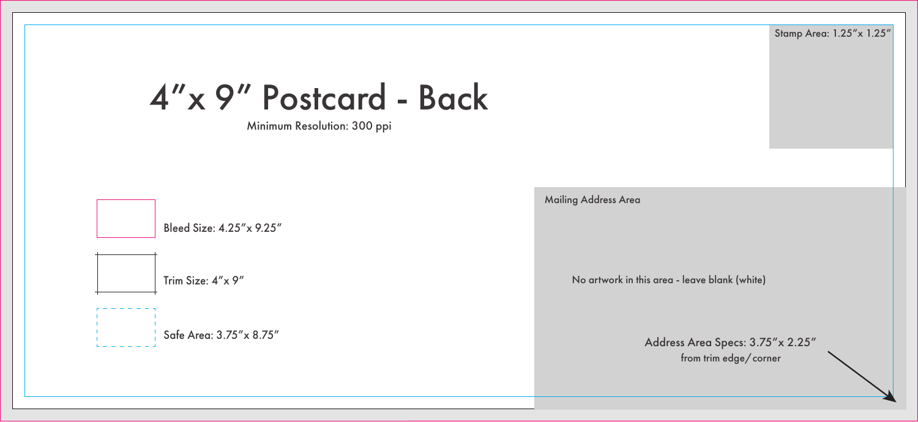Stamp Area: 1.25"x 1.25"

# 4"x 9" Postcard - Back

Minimum Resolution: 300 ppi

Bleed Size: 4.25"x 9.25"

Trim Size: 4"x 9"

Safe Area: 3.75"x 8.75"

Mailing Address Area

No artwork in this area - leave blank (white)

Address Area Specs: 3.75"x 2.25"
from trim edge/corner